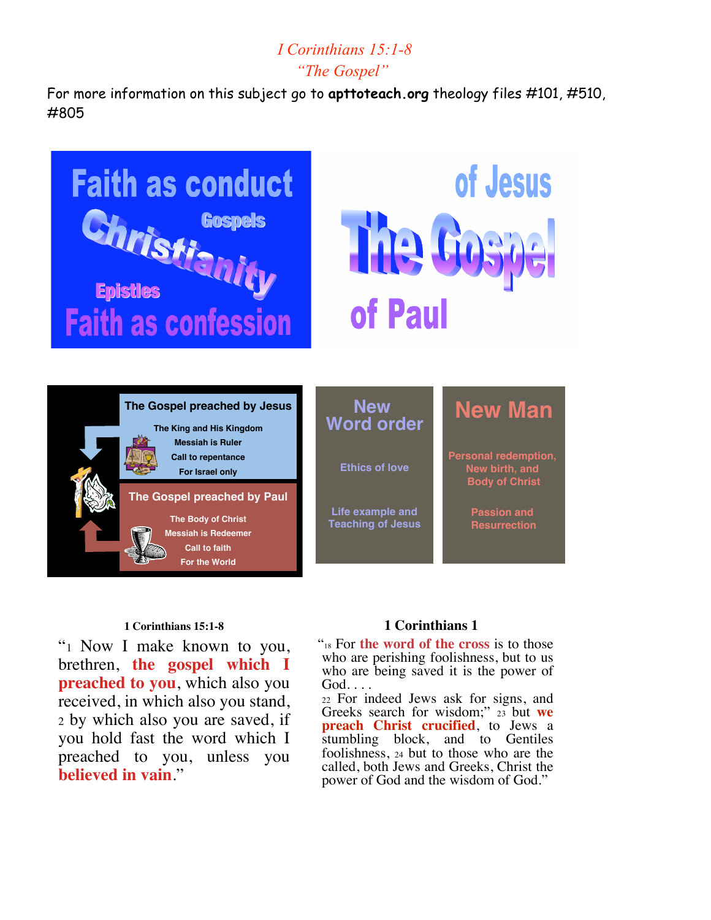*I Corinthians 15:1-8*

*"The Gospel"*

For more information on this subject go to **apttoteach.org** theology files #101, #510, #805

Faith as conduct

Gospels

Christianity

Epistles

Faith as confession

of Jesus

The Gospel

of Paul

**The Gospel preached by Jesus**

The King and His Kingdom
Messiah is Ruler
Call to repentance
For Israel only

**The Gospel preached by Paul**

The Body of Christ
Messiah is Redeemer
Call to faith
For the World

**New Word order**

Ethics of love

Life example and Teaching of Jesus

**New Man**

Personal redemption, New birth, and Body of Christ

Passion and Resurrection

**1 Corinthians 15:1-8**

"1 Now I make known to you, brethren, **the gospel which I preached to you**, which also you received, in which also you stand, 2 by which also you are saved, if you hold fast the word which I preached to you, unless you **believed in vain**."

**1 Corinthians 1**

"18 For **the word of the cross** is to those who are perishing foolishness, but to us who are being saved it is the power of God. . . .
22 For indeed Jews ask for signs, and Greeks search for wisdom;" 23 but **we preach Christ crucified**, to Jews a stumbling block, and to Gentiles foolishness, 24 but to those who are the called, both Jews and Greeks, Christ the power of God and the wisdom of God."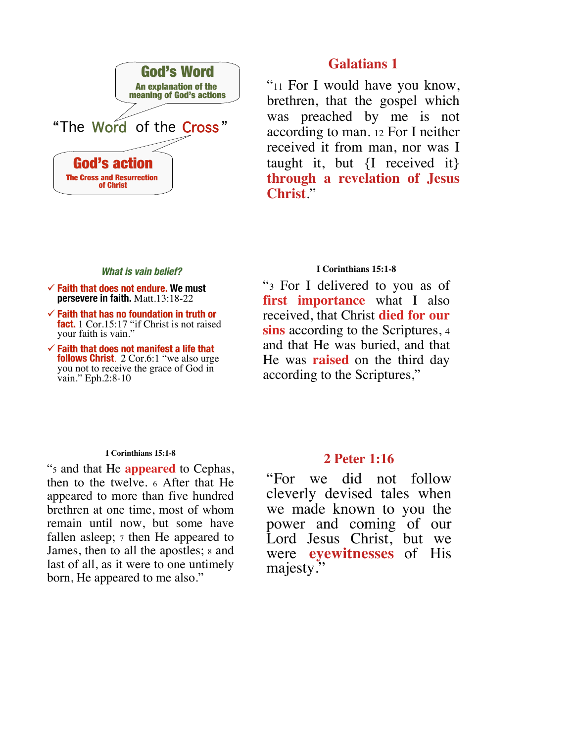**God's Word**
An explanation of the meaning of God's actions

"The Word of the Cross"

**God's action**
The Cross and Resurrection of Christ

## Galatians 1

"11 For I would have you know, brethren, that the gospel which was preached by me is not according to man. 12 For I neither received it from man, nor was I taught it, but {I received it} **through a revelation of Jesus Christ**."

***What is vain belief?***

- ✓ **Faith that does not endure. We must persevere in faith.** Matt.13:18-22
- ✓ **Faith that has no foundation in truth or fact.** 1 Cor.15:17 "if Christ is not raised your faith is vain."
- ✓ **Faith that does not manifest a life that follows Christ.** 2 Cor.6:1 "we also urge you not to receive the grace of God in vain." Eph.2:8-10

**I Corinthians 15:1-8**

"3 For I delivered to you as of **first importance** what I also received, that Christ **died for our sins** according to the Scriptures, 4 and that He was buried, and that He was **raised** on the third day according to the Scriptures,"

**1 Corinthians 15:1-8**

"5 and that He **appeared** to Cephas, then to the twelve. 6 After that He appeared to more than five hundred brethren at one time, most of whom remain until now, but some have fallen asleep; 7 then He appeared to James, then to all the apostles; 8 and last of all, as it were to one untimely born, He appeared to me also."

## 2 Peter 1:16

"For we did not follow cleverly devised tales when we made known to you the power and coming of our Lord Jesus Christ, but we were **eyewitnesses** of His majesty."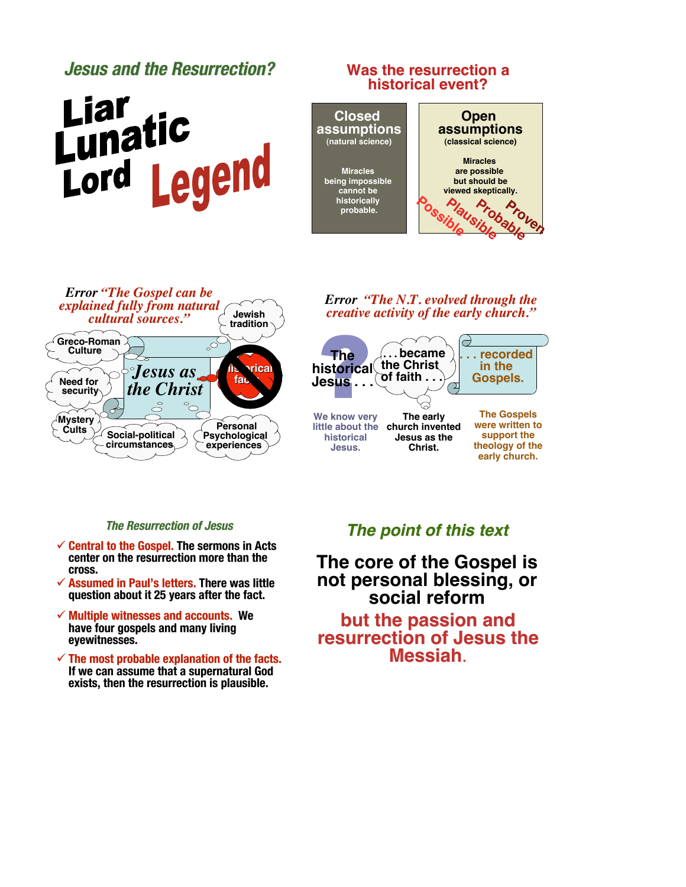## Jesus and the Resurrection?

Liar
Lunatic
Lord
Legend

## Was the resurrection a historical event?

**Closed assumptions** (natural science)

Miracles being impossible cannot be historically probable.

**Open assumptions** (classical science)

Miracles are possible but should be viewed skeptically.

Possible Plausible Probable Proven

*Error "The Gospel can be explained fully from natural cultural sources."*

Jewish tradition

Greco-Roman Culture

Need for security

Mystery Cults

Social-political circumstances

Personal Psychological experiences

*Jesus as the Christ*

Historical fact

*Error "The N.T. evolved through the creative activity of the early church."*

The historical Jesus . . . | . . . became the Christ of faith . . . | . . . recorded in the Gospels.

We know very little about the historical Jesus.

The early church invented Jesus as the Christ.

The Gospels were written to support the theology of the early church.

### The Resurrection of Jesus

- ✓ **Central to the Gospel.** The sermons in Acts center on the resurrection more than the cross.
- ✓ **Assumed in Paul's letters.** There was little question about it 25 years after the fact.
- ✓ **Multiple witnesses and accounts.** We have four gospels and many living eyewitnesses.
- ✓ **The most probable explanation of the facts.** If we can assume that a supernatural God exists, then the resurrection is plausible.

### The point of this text

**The core of the Gospel is not personal blessing, or social reform**

**but the passion and resurrection of Jesus the Messiah.**